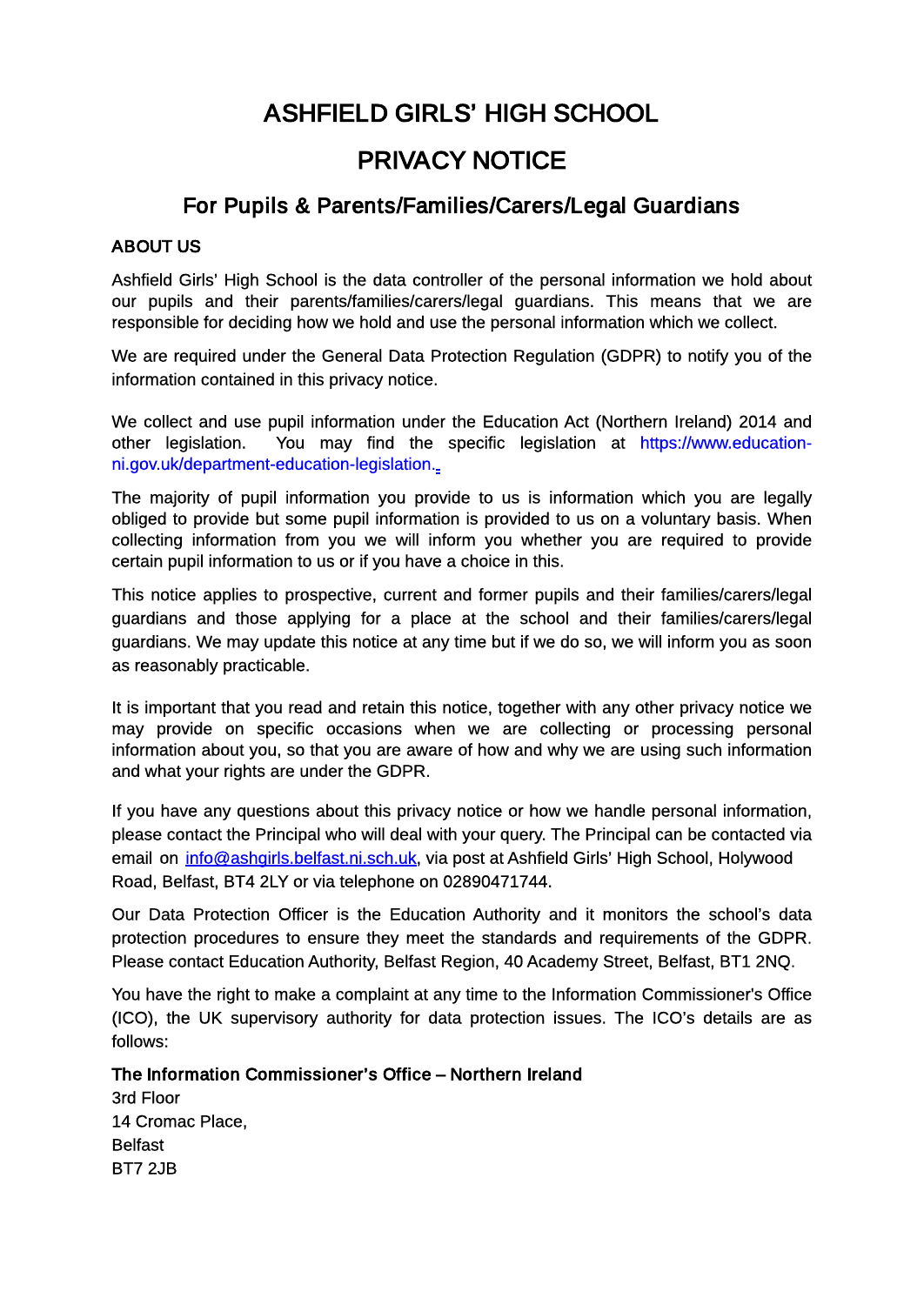# ASHFIELD GIRLS' HIGH SCHOOL

# PRIVACY NOTICE

## For Pupils & Parents/Families/Carers/Legal Guardians

### ABOUT US

Ashfield Girls' High School is the data controller of the personal information we hold about our pupils and their parents/families/carers/legal guardians. This means that we are responsible for deciding how we hold and use the personal information which we collect.

We are required under the General Data Protection Regulation (GDPR) to notify you of the information contained in this privacy notice.

We collect and use pupil information under the Education Act (Northern Ireland) 2014 and other legislation. You may find the specific legislation at https://www.education-ni.gov.uk/department-education-legislation.

The majority of pupil information you provide to us is information which you are legally obliged to provide but some pupil information is provided to us on a voluntary basis. When collecting information from you we will inform you whether you are required to provide certain pupil information to us or if you have a choice in this.

This notice applies to prospective, current and former pupils and their families/carers/legal guardians and those applying for a place at the school and their families/carers/legal guardians. We may update this notice at any time but if we do so, we will inform you as soon as reasonably practicable.

It is important that you read and retain this notice, together with any other privacy notice we may provide on specific occasions when we are collecting or processing personal information about you, so that you are aware of how and why we are using such information and what your rights are under the GDPR.

If you have any questions about this privacy notice or how we handle personal information, please contact the Principal who will deal with your query. The Principal can be contacted via email on info@ashgirls.belfast.ni.sch.uk, via post at Ashfield Girls' High School, Holywood Road, Belfast, BT4 2LY or via telephone on 02890471744.

Our Data Protection Officer is the Education Authority and it monitors the school's data protection procedures to ensure they meet the standards and requirements of the GDPR. Please contact Education Authority, Belfast Region, 40 Academy Street, Belfast, BT1 2NQ.

You have the right to make a complaint at any time to the Information Commissioner's Office (ICO), the UK supervisory authority for data protection issues. The ICO's details are as follows:

**The Information Commissioner's Office – Northern Ireland**
3rd Floor
14 Cromac Place,
Belfast
BT7 2JB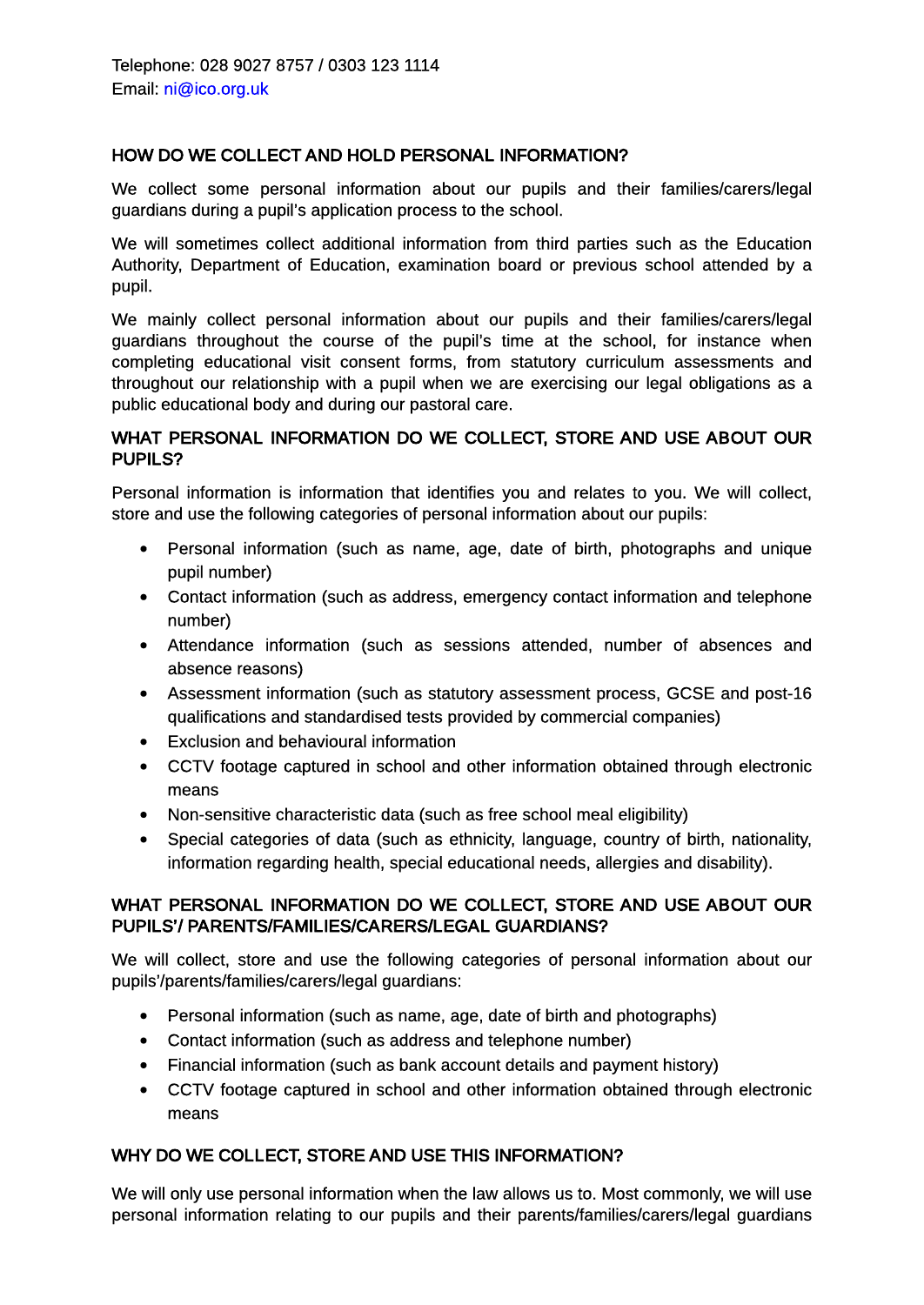Telephone: 028 9027 8757 / 0303 123 1114
Email: ni@ico.org.uk

## HOW DO WE COLLECT AND HOLD PERSONAL INFORMATION?

We collect some personal information about our pupils and their families/carers/legal guardians during a pupil's application process to the school.

We will sometimes collect additional information from third parties such as the Education Authority, Department of Education, examination board or previous school attended by a pupil.

We mainly collect personal information about our pupils and their families/carers/legal guardians throughout the course of the pupil's time at the school, for instance when completing educational visit consent forms, from statutory curriculum assessments and throughout our relationship with a pupil when we are exercising our legal obligations as a public educational body and during our pastoral care.

## WHAT PERSONAL INFORMATION DO WE COLLECT, STORE AND USE ABOUT OUR PUPILS?

Personal information is information that identifies you and relates to you. We will collect, store and use the following categories of personal information about our pupils:

- Personal information (such as name, age, date of birth, photographs and unique pupil number)
- Contact information (such as address, emergency contact information and telephone number)
- Attendance information (such as sessions attended, number of absences and absence reasons)
- Assessment information (such as statutory assessment process, GCSE and post-16 qualifications and standardised tests provided by commercial companies)
- Exclusion and behavioural information
- CCTV footage captured in school and other information obtained through electronic means
- Non-sensitive characteristic data (such as free school meal eligibility)
- Special categories of data (such as ethnicity, language, country of birth, nationality, information regarding health, special educational needs, allergies and disability).

## WHAT PERSONAL INFORMATION DO WE COLLECT, STORE AND USE ABOUT OUR PUPILS'/ PARENTS/FAMILIES/CARERS/LEGAL GUARDIANS?

We will collect, store and use the following categories of personal information about our pupils'/parents/families/carers/legal guardians:

- Personal information (such as name, age, date of birth and photographs)
- Contact information (such as address and telephone number)
- Financial information (such as bank account details and payment history)
- CCTV footage captured in school and other information obtained through electronic means

## WHY DO WE COLLECT, STORE AND USE THIS INFORMATION?

We will only use personal information when the law allows us to. Most commonly, we will use personal information relating to our pupils and their parents/families/carers/legal guardians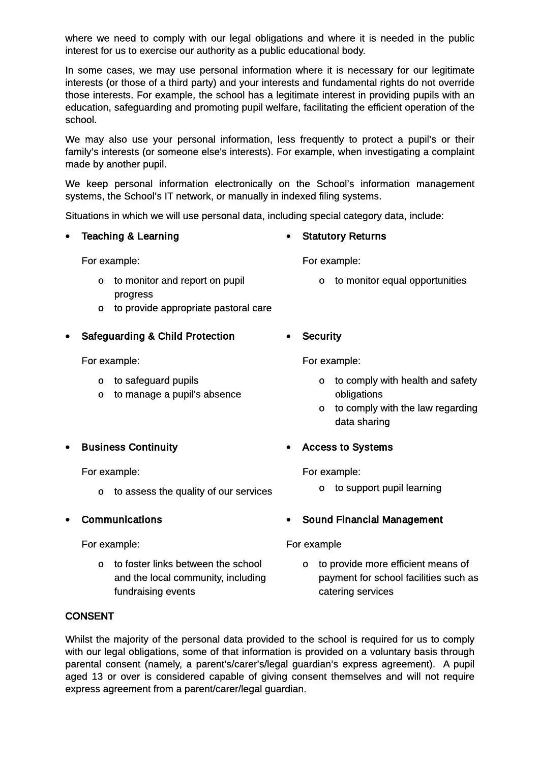where we need to comply with our legal obligations and where it is needed in the public interest for us to exercise our authority as a public educational body.

In some cases, we may use personal information where it is necessary for our legitimate interests (or those of a third party) and your interests and fundamental rights do not override those interests. For example, the school has a legitimate interest in providing pupils with an education, safeguarding and promoting pupil welfare, facilitating the efficient operation of the school.

We may also use your personal information, less frequently to protect a pupil's or their family's interests (or someone else's interests). For example, when investigating a complaint made by another pupil.

We keep personal information electronically on the School's information management systems, the School's IT network, or manually in indexed filing systems.

Situations in which we will use personal data, including special category data, include:

- **Teaching & Learning**

  For example:

  - to monitor and report on pupil progress
  - to provide appropriate pastoral care

- **Safeguarding & Child Protection**

  For example:

  - to safeguard pupils
  - to manage a pupil's absence

- **Business Continuity**

  For example:

  - to assess the quality of our services

- **Communications**

  For example:

  - to foster links between the school and the local community, including fundraising events

- **Statutory Returns**

  For example:

  - to monitor equal opportunities

- **Security**

  For example:

  - to comply with health and safety obligations
  - to comply with the law regarding data sharing

- **Access to Systems**

  For example:

  - to support pupil learning

- **Sound Financial Management**

  For example

  - to provide more efficient means of payment for school facilities such as catering services

## CONSENT

Whilst the majority of the personal data provided to the school is required for us to comply with our legal obligations, some of that information is provided on a voluntary basis through parental consent (namely, a parent's/carer's/legal guardian's express agreement). A pupil aged 13 or over is considered capable of giving consent themselves and will not require express agreement from a parent/carer/legal guardian.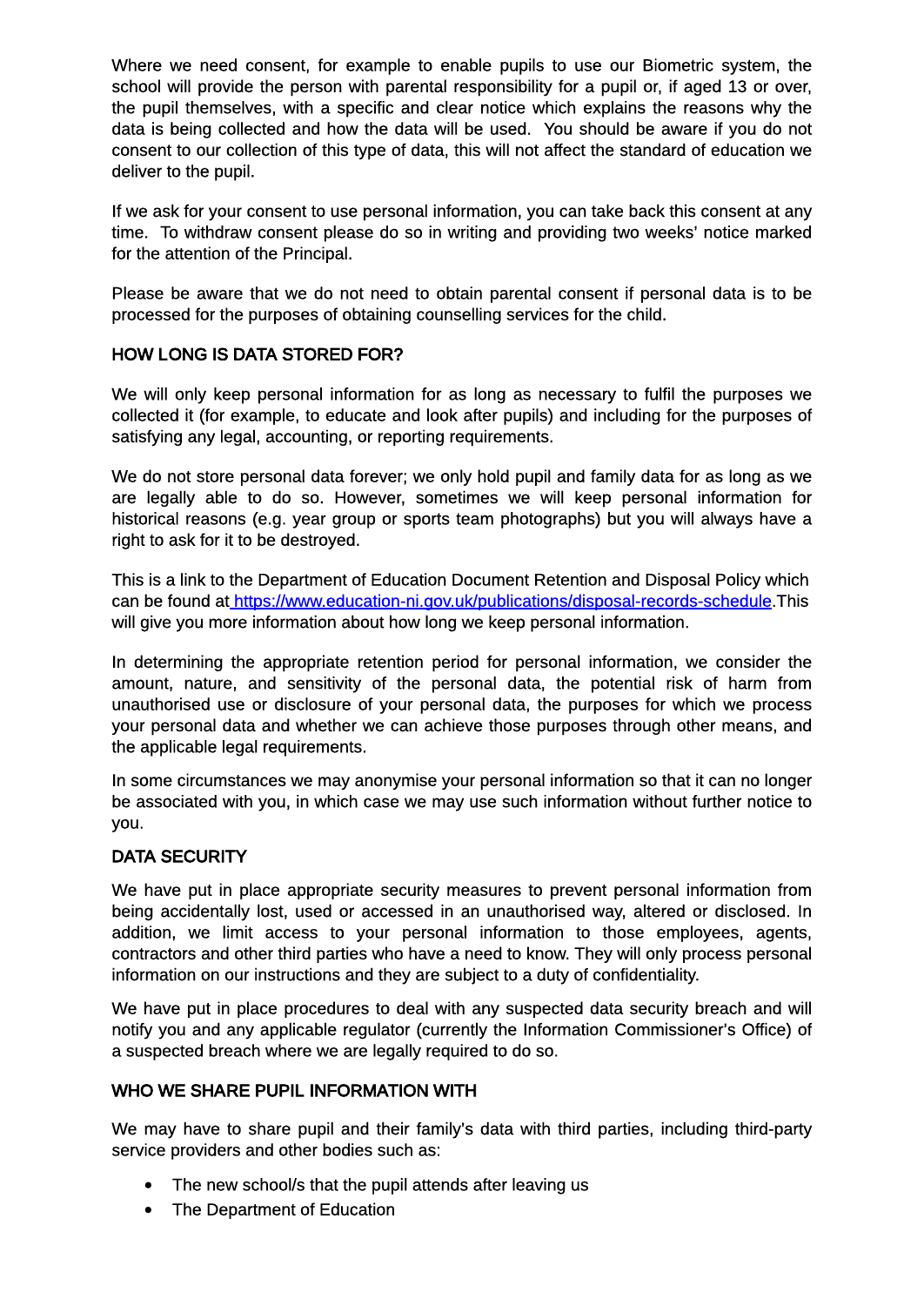Where we need consent, for example to enable pupils to use our Biometric system, the school will provide the person with parental responsibility for a pupil or, if aged 13 or over, the pupil themselves, with a specific and clear notice which explains the reasons why the data is being collected and how the data will be used. You should be aware if you do not consent to our collection of this type of data, this will not affect the standard of education we deliver to the pupil.

If we ask for your consent to use personal information, you can take back this consent at any time. To withdraw consent please do so in writing and providing two weeks' notice marked for the attention of the Principal.

Please be aware that we do not need to obtain parental consent if personal data is to be processed for the purposes of obtaining counselling services for the child.

## HOW LONG IS DATA STORED FOR?

We will only keep personal information for as long as necessary to fulfil the purposes we collected it (for example, to educate and look after pupils) and including for the purposes of satisfying any legal, accounting, or reporting requirements.

We do not store personal data forever; we only hold pupil and family data for as long as we are legally able to do so. However, sometimes we will keep personal information for historical reasons (e.g. year group or sports team photographs) but you will always have a right to ask for it to be destroyed.

This is a link to the Department of Education Document Retention and Disposal Policy which can be found at [https://www.education-ni.gov.uk/publications/disposal-records-schedule](https://www.education-ni.gov.uk/publications/disposal-records-schedule).This will give you more information about how long we keep personal information.

In determining the appropriate retention period for personal information, we consider the amount, nature, and sensitivity of the personal data, the potential risk of harm from unauthorised use or disclosure of your personal data, the purposes for which we process your personal data and whether we can achieve those purposes through other means, and the applicable legal requirements.

In some circumstances we may anonymise your personal information so that it can no longer be associated with you, in which case we may use such information without further notice to you.

## DATA SECURITY

We have put in place appropriate security measures to prevent personal information from being accidentally lost, used or accessed in an unauthorised way, altered or disclosed. In addition, we limit access to your personal information to those employees, agents, contractors and other third parties who have a need to know. They will only process personal information on our instructions and they are subject to a duty of confidentiality.

We have put in place procedures to deal with any suspected data security breach and will notify you and any applicable regulator (currently the Information Commissioner's Office) of a suspected breach where we are legally required to do so.

## WHO WE SHARE PUPIL INFORMATION WITH

We may have to share pupil and their family's data with third parties, including third-party service providers and other bodies such as:

- The new school/s that the pupil attends after leaving us
- The Department of Education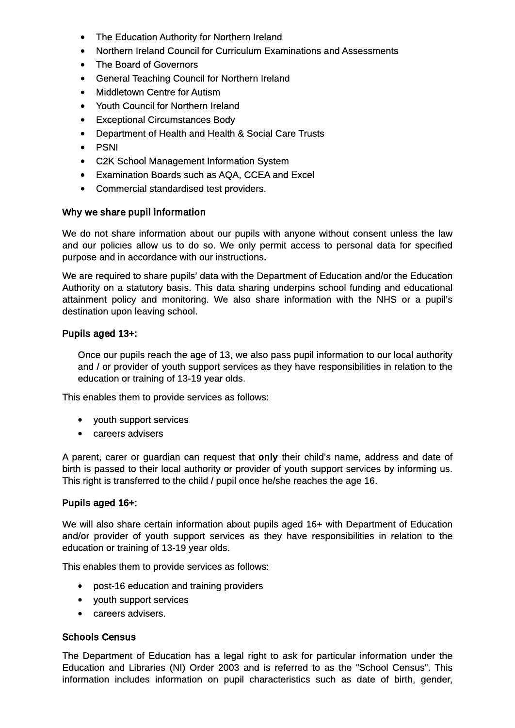- The Education Authority for Northern Ireland
- Northern Ireland Council for Curriculum Examinations and Assessments
- The Board of Governors
- General Teaching Council for Northern Ireland
- Middletown Centre for Autism
- Youth Council for Northern Ireland
- Exceptional Circumstances Body
- Department of Health and Health & Social Care Trusts
- PSNI
- C2K School Management Information System
- Examination Boards such as AQA, CCEA and Excel
- Commercial standardised test providers.

### Why we share pupil information

We do not share information about our pupils with anyone without consent unless the law and our policies allow us to do so. We only permit access to personal data for specified purpose and in accordance with our instructions.

We are required to share pupils' data with the Department of Education and/or the Education Authority on a statutory basis. This data sharing underpins school funding and educational attainment policy and monitoring. We also share information with the NHS or a pupil's destination upon leaving school.

### Pupils aged 13+:

> Once our pupils reach the age of 13, we also pass pupil information to our local authority and / or provider of youth support services as they have responsibilities in relation to the education or training of 13-19 year olds.

This enables them to provide services as follows:

- youth support services
- careers advisers

A parent, carer or guardian can request that **only** their child's name, address and date of birth is passed to their local authority or provider of youth support services by informing us. This right is transferred to the child / pupil once he/she reaches the age 16.

### Pupils aged 16+:

We will also share certain information about pupils aged 16+ with Department of Education and/or provider of youth support services as they have responsibilities in relation to the education or training of 13-19 year olds.

This enables them to provide services as follows:

- post-16 education and training providers
- youth support services
- careers advisers.

### Schools Census

The Department of Education has a legal right to ask for particular information under the Education and Libraries (NI) Order 2003 and is referred to as the "School Census". This information includes information on pupil characteristics such as date of birth, gender,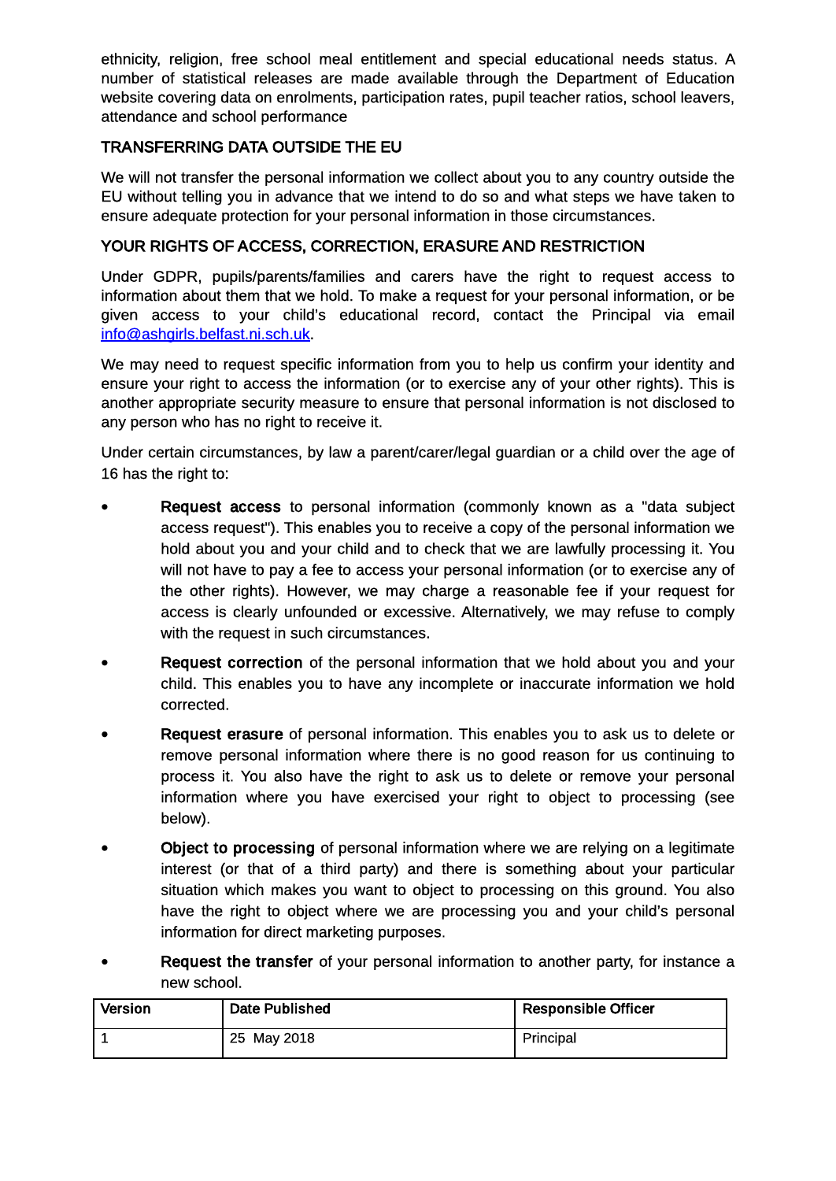ethnicity, religion, free school meal entitlement and special educational needs status. A number of statistical releases are made available through the Department of Education website covering data on enrolments, participation rates, pupil teacher ratios, school leavers, attendance and school performance

## TRANSFERRING DATA OUTSIDE THE EU

We will not transfer the personal information we collect about you to any country outside the EU without telling you in advance that we intend to do so and what steps we have taken to ensure adequate protection for your personal information in those circumstances.

## YOUR RIGHTS OF ACCESS, CORRECTION, ERASURE AND RESTRICTION

Under GDPR, pupils/parents/families and carers have the right to request access to information about them that we hold. To make a request for your personal information, or be given access to your child's educational record, contact the Principal via email info@ashgirls.belfast.ni.sch.uk.

We may need to request specific information from you to help us confirm your identity and ensure your right to access the information (or to exercise any of your other rights). This is another appropriate security measure to ensure that personal information is not disclosed to any person who has no right to receive it.

Under certain circumstances, by law a parent/carer/legal guardian or a child over the age of 16 has the right to:

- **Request access** to personal information (commonly known as a "data subject access request"). This enables you to receive a copy of the personal information we hold about you and your child and to check that we are lawfully processing it. You will not have to pay a fee to access your personal information (or to exercise any of the other rights). However, we may charge a reasonable fee if your request for access is clearly unfounded or excessive. Alternatively, we may refuse to comply with the request in such circumstances.
- **Request correction** of the personal information that we hold about you and your child. This enables you to have any incomplete or inaccurate information we hold corrected.
- **Request erasure** of personal information. This enables you to ask us to delete or remove personal information where there is no good reason for us continuing to process it. You also have the right to ask us to delete or remove your personal information where you have exercised your right to object to processing (see below).
- **Object to processing** of personal information where we are relying on a legitimate interest (or that of a third party) and there is something about your particular situation which makes you want to object to processing on this ground. You also have the right to object where we are processing you and your child's personal information for direct marketing purposes.
- **Request the transfer** of your personal information to another party, for instance a new school.

| Version | Date Published | Responsible Officer |
|---|---|---|
| 1 | 25 May 2018 | Principal |